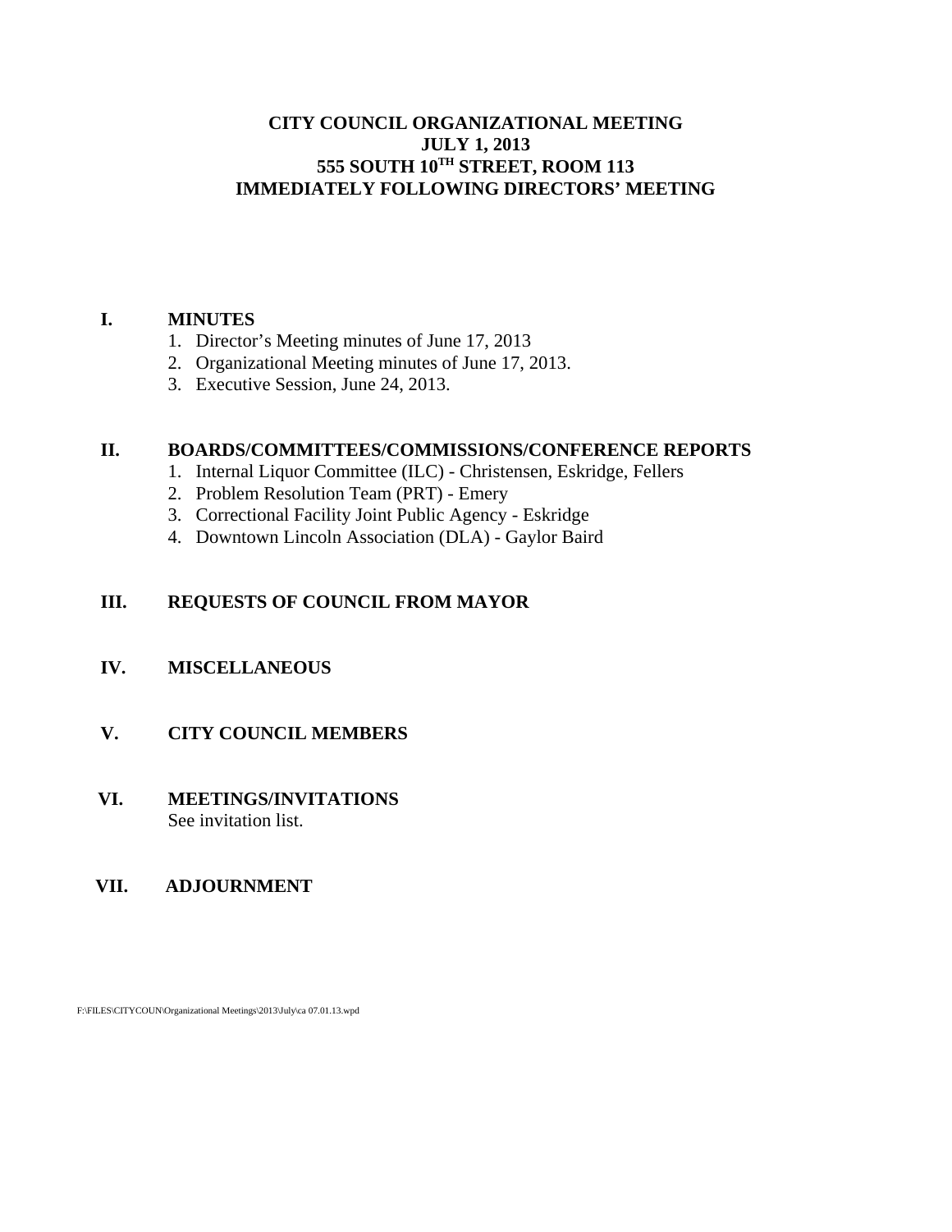# CITY COUNCIL ORGANIZATIONAL MEETING
# JULY 1, 2013
# 555 SOUTH 10TH STREET, ROOM 113
# IMMEDIATELY FOLLOWING DIRECTORS' MEETING

## I. MINUTES

1. Director's Meeting minutes of June 17, 2013
2. Organizational Meeting minutes of June 17, 2013.
3. Executive Session, June 24, 2013.

## II. BOARDS/COMMITTEES/COMMISSIONS/CONFERENCE REPORTS

1. Internal Liquor Committee (ILC) - Christensen, Eskridge, Fellers
2. Problem Resolution Team (PRT) - Emery
3. Correctional Facility Joint Public Agency - Eskridge
4. Downtown Lincoln Association (DLA) - Gaylor Baird

## III. REQUESTS OF COUNCIL FROM MAYOR

## IV. MISCELLANEOUS

## V. CITY COUNCIL MEMBERS

## VI. MEETINGS/INVITATIONS

See invitation list.

## VII. ADJOURNMENT

F:\FILES\CITYCOUN\Organizational Meetings\2013\July\ca 07.01.13.wpd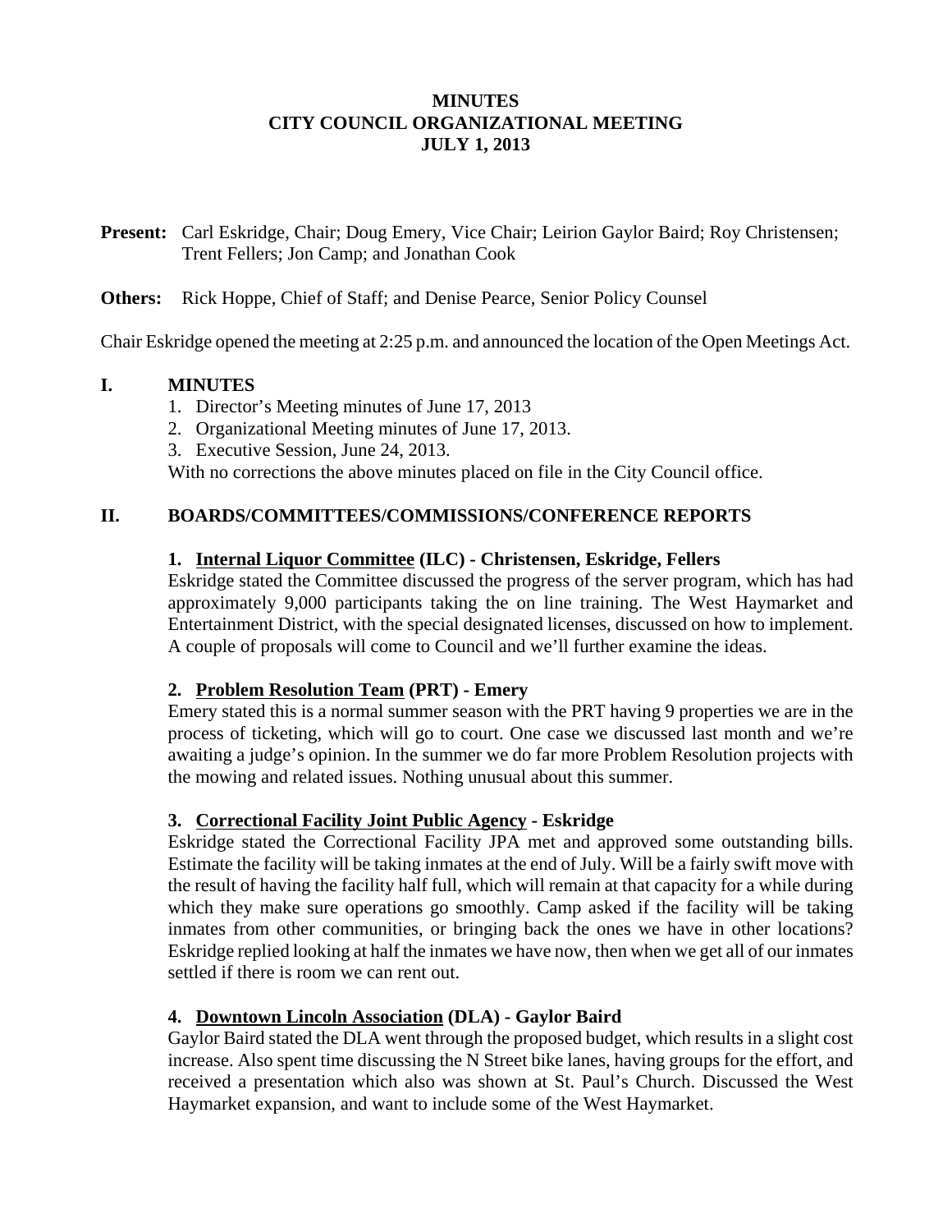**MINUTES**
**CITY COUNCIL ORGANIZATIONAL MEETING**
**JULY 1, 2013**

**Present:** Carl Eskridge, Chair; Doug Emery, Vice Chair; Leirion Gaylor Baird; Roy Christensen; Trent Fellers; Jon Camp; and Jonathan Cook

**Others:** Rick Hoppe, Chief of Staff; and Denise Pearce, Senior Policy Counsel

Chair Eskridge opened the meeting at 2:25 p.m. and announced the location of the Open Meetings Act.

## I. MINUTES

1. Director's Meeting minutes of June 17, 2013
2. Organizational Meeting minutes of June 17, 2013.
3. Executive Session, June 24, 2013.

With no corrections the above minutes placed on file in the City Council office.

## II. BOARDS/COMMITTEES/COMMISSIONS/CONFERENCE REPORTS

### 1. Internal Liquor Committee (ILC) - Christensen, Eskridge, Fellers

Eskridge stated the Committee discussed the progress of the server program, which has had approximately 9,000 participants taking the on line training. The West Haymarket and Entertainment District, with the special designated licenses, discussed on how to implement. A couple of proposals will come to Council and we'll further examine the ideas.

### 2. Problem Resolution Team (PRT) - Emery

Emery stated this is a normal summer season with the PRT having 9 properties we are in the process of ticketing, which will go to court. One case we discussed last month and we're awaiting a judge's opinion. In the summer we do far more Problem Resolution projects with the mowing and related issues. Nothing unusual about this summer.

### 3. Correctional Facility Joint Public Agency - Eskridge

Eskridge stated the Correctional Facility JPA met and approved some outstanding bills. Estimate the facility will be taking inmates at the end of July. Will be a fairly swift move with the result of having the facility half full, which will remain at that capacity for a while during which they make sure operations go smoothly. Camp asked if the facility will be taking inmates from other communities, or bringing back the ones we have in other locations? Eskridge replied looking at half the inmates we have now, then when we get all of our inmates settled if there is room we can rent out.

### 4. Downtown Lincoln Association (DLA) - Gaylor Baird

Gaylor Baird stated the DLA went through the proposed budget, which results in a slight cost increase. Also spent time discussing the N Street bike lanes, having groups for the effort, and received a presentation which also was shown at St. Paul's Church. Discussed the West Haymarket expansion, and want to include some of the West Haymarket.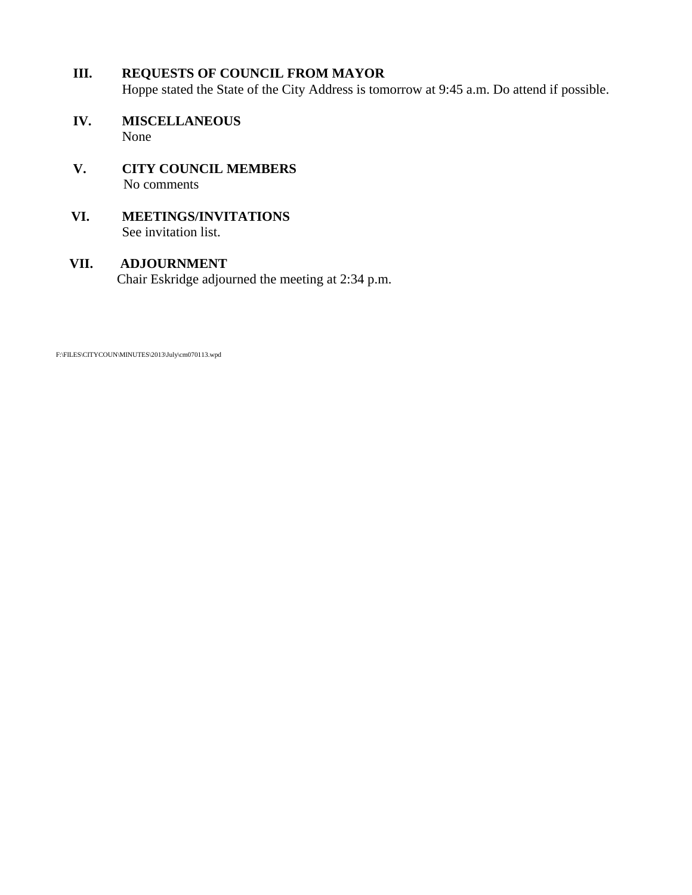## III. REQUESTS OF COUNCIL FROM MAYOR

Hoppe stated the State of the City Address is tomorrow at 9:45 a.m. Do attend if possible.

## IV. MISCELLANEOUS

None

## V. CITY COUNCIL MEMBERS

No comments

## VI. MEETINGS/INVITATIONS

See invitation list.

## VII. ADJOURNMENT

Chair Eskridge adjourned the meeting at 2:34 p.m.

F:\FILES\CITYCOUN\MINUTES\2013\July\cm070113.wpd